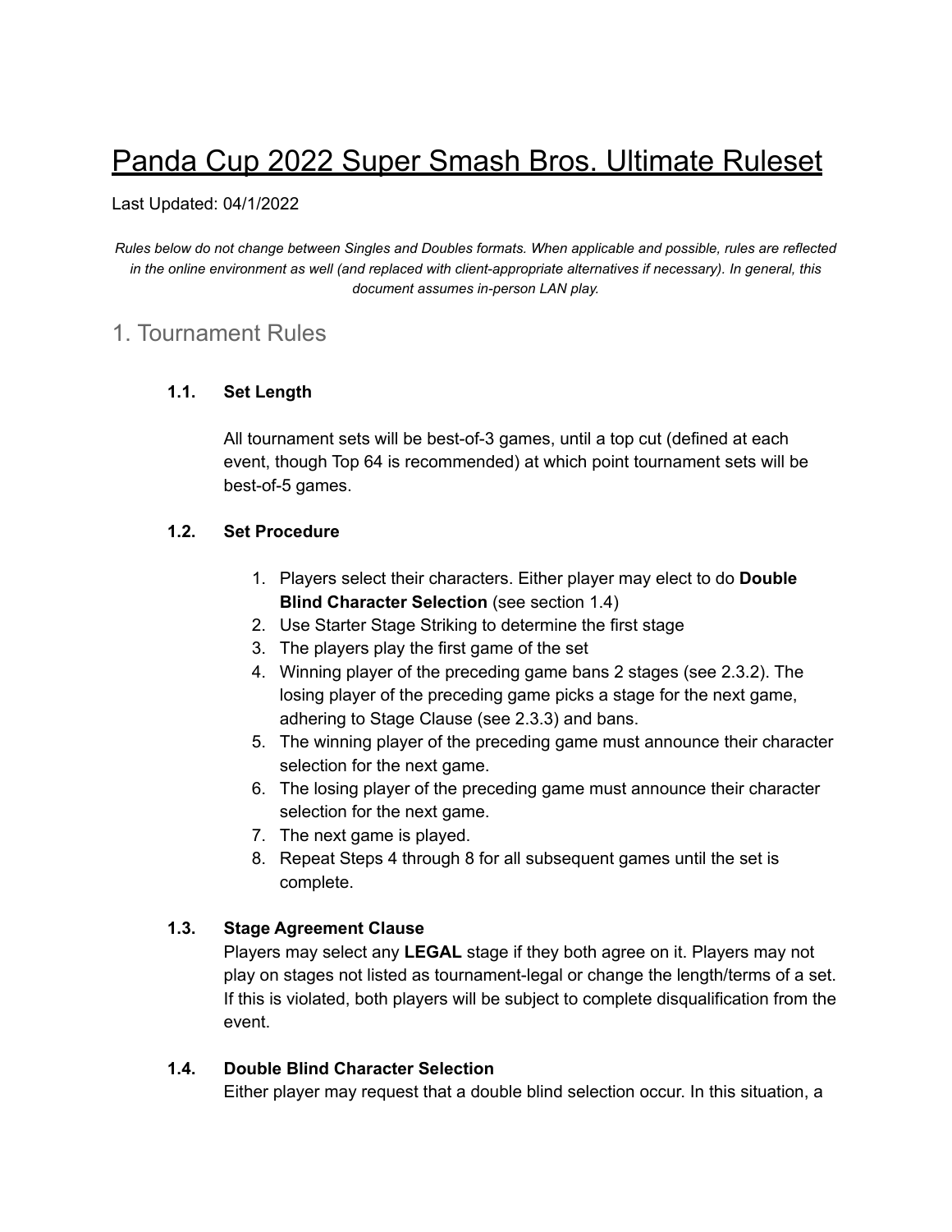# Panda Cup 2022 Super Smash Bros. Ultimate Ruleset

Last Updated: 04/1/2022

*Rules below do not change between Singles and Doubles formats. When applicable and possible, rules are reflected in the online environment as well (and replaced with client-appropriate alternatives if necessary). In general, this document assumes in-person LAN play.*

## 1. Tournament Rules

### 1.1. Set Length

All tournament sets will be best-of-3 games, until a top cut (defined at each event, though Top 64 is recommended) at which point tournament sets will be best-of-5 games.

### 1.2. Set Procedure

1. Players select their characters. Either player may elect to do **Double Blind Character Selection** (see section 1.4)
2. Use Starter Stage Striking to determine the first stage
3. The players play the first game of the set
4. Winning player of the preceding game bans 2 stages (see 2.3.2). The losing player of the preceding game picks a stage for the next game, adhering to Stage Clause (see 2.3.3) and bans.
5. The winning player of the preceding game must announce their character selection for the next game.
6. The losing player of the preceding game must announce their character selection for the next game.
7. The next game is played.
8. Repeat Steps 4 through 8 for all subsequent games until the set is complete.

### 1.3. Stage Agreement Clause

Players may select any **LEGAL** stage if they both agree on it. Players may not play on stages not listed as tournament-legal or change the length/terms of a set. If this is violated, both players will be subject to complete disqualification from the event.

### 1.4. Double Blind Character Selection

Either player may request that a double blind selection occur. In this situation, a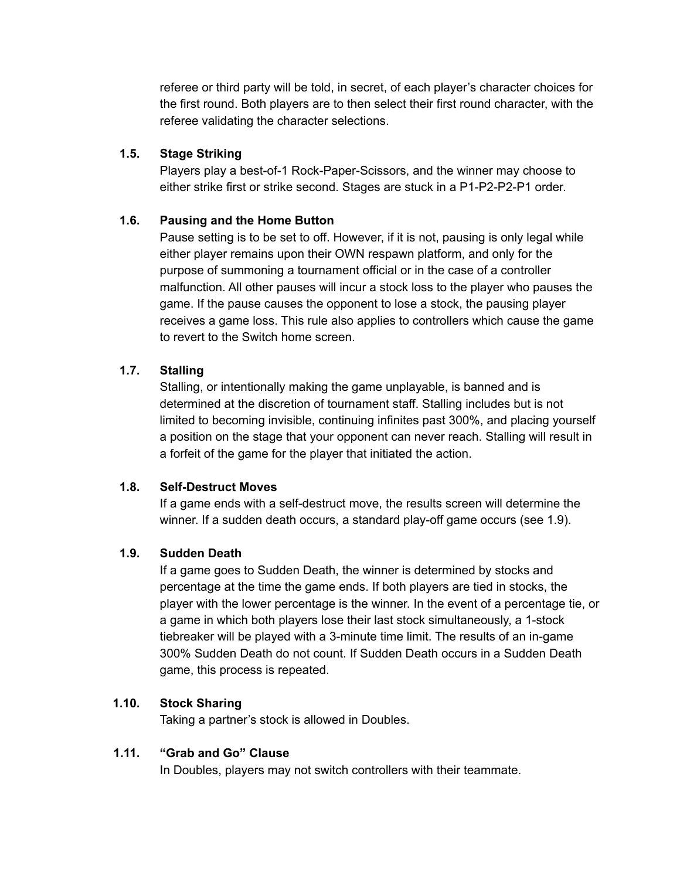referee or third party will be told, in secret, of each player's character choices for the first round. Both players are to then select their first round character, with the referee validating the character selections.

### 1.5. Stage Striking

Players play a best-of-1 Rock-Paper-Scissors, and the winner may choose to either strike first or strike second. Stages are stuck in a P1-P2-P2-P1 order.

### 1.6. Pausing and the Home Button

Pause setting is to be set to off. However, if it is not, pausing is only legal while either player remains upon their OWN respawn platform, and only for the purpose of summoning a tournament official or in the case of a controller malfunction. All other pauses will incur a stock loss to the player who pauses the game. If the pause causes the opponent to lose a stock, the pausing player receives a game loss. This rule also applies to controllers which cause the game to revert to the Switch home screen.

### 1.7. Stalling

Stalling, or intentionally making the game unplayable, is banned and is determined at the discretion of tournament staff. Stalling includes but is not limited to becoming invisible, continuing infinites past 300%, and placing yourself a position on the stage that your opponent can never reach. Stalling will result in a forfeit of the game for the player that initiated the action.

### 1.8. Self-Destruct Moves

If a game ends with a self-destruct move, the results screen will determine the winner. If a sudden death occurs, a standard play-off game occurs (see 1.9).

### 1.9. Sudden Death

If a game goes to Sudden Death, the winner is determined by stocks and percentage at the time the game ends. If both players are tied in stocks, the player with the lower percentage is the winner. In the event of a percentage tie, or a game in which both players lose their last stock simultaneously, a 1-stock tiebreaker will be played with a 3-minute time limit. The results of an in-game 300% Sudden Death do not count. If Sudden Death occurs in a Sudden Death game, this process is repeated.

### 1.10. Stock Sharing

Taking a partner's stock is allowed in Doubles.

### 1.11. "Grab and Go" Clause

In Doubles, players may not switch controllers with their teammate.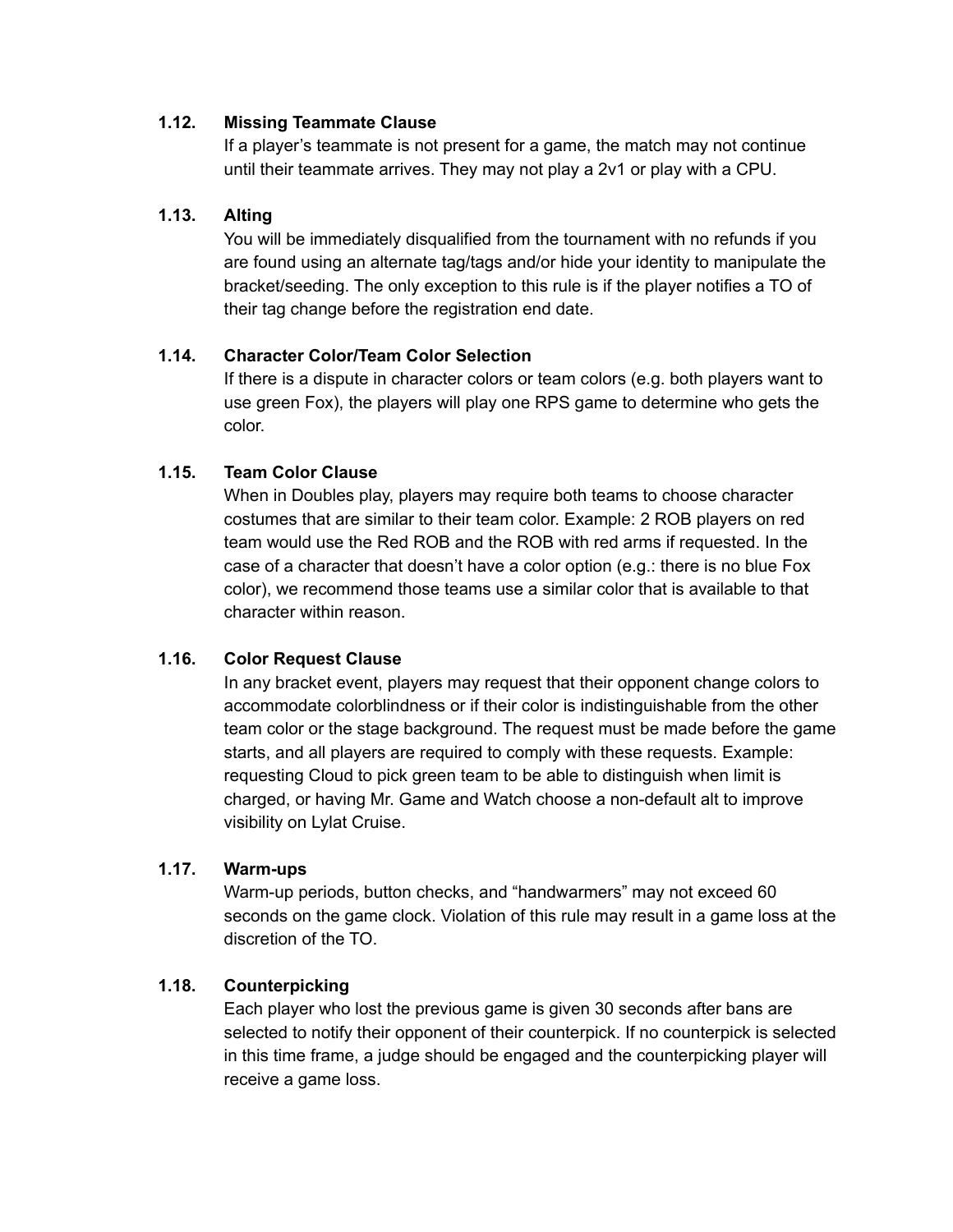### 1.12. Missing Teammate Clause

If a player's teammate is not present for a game, the match may not continue until their teammate arrives. They may not play a 2v1 or play with a CPU.

### 1.13. Alting

You will be immediately disqualified from the tournament with no refunds if you are found using an alternate tag/tags and/or hide your identity to manipulate the bracket/seeding. The only exception to this rule is if the player notifies a TO of their tag change before the registration end date.

### 1.14. Character Color/Team Color Selection

If there is a dispute in character colors or team colors (e.g. both players want to use green Fox), the players will play one RPS game to determine who gets the color.

### 1.15. Team Color Clause

When in Doubles play, players may require both teams to choose character costumes that are similar to their team color. Example: 2 ROB players on red team would use the Red ROB and the ROB with red arms if requested. In the case of a character that doesn't have a color option (e.g.: there is no blue Fox color), we recommend those teams use a similar color that is available to that character within reason.

### 1.16. Color Request Clause

In any bracket event, players may request that their opponent change colors to accommodate colorblindness or if their color is indistinguishable from the other team color or the stage background. The request must be made before the game starts, and all players are required to comply with these requests. Example: requesting Cloud to pick green team to be able to distinguish when limit is charged, or having Mr. Game and Watch choose a non-default alt to improve visibility on Lylat Cruise.

### 1.17. Warm-ups

Warm-up periods, button checks, and "handwarmers" may not exceed 60 seconds on the game clock. Violation of this rule may result in a game loss at the discretion of the TO.

### 1.18. Counterpicking

Each player who lost the previous game is given 30 seconds after bans are selected to notify their opponent of their counterpick. If no counterpick is selected in this time frame, a judge should be engaged and the counterpicking player will receive a game loss.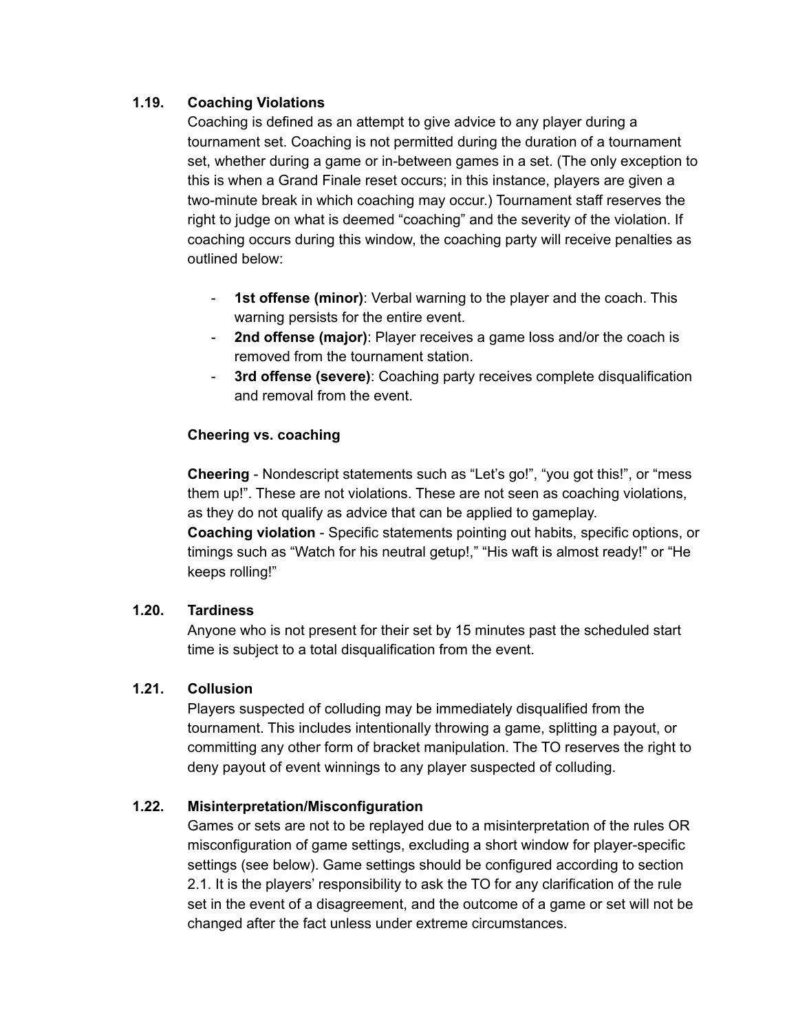### 1.19. Coaching Violations

Coaching is defined as an attempt to give advice to any player during a tournament set. Coaching is not permitted during the duration of a tournament set, whether during a game or in-between games in a set. (The only exception to this is when a Grand Finale reset occurs; in this instance, players are given a two-minute break in which coaching may occur.) Tournament staff reserves the right to judge on what is deemed "coaching" and the severity of the violation. If coaching occurs during this window, the coaching party will receive penalties as outlined below:

- **1st offense (minor)**: Verbal warning to the player and the coach. This warning persists for the entire event.
- **2nd offense (major)**: Player receives a game loss and/or the coach is removed from the tournament station.
- **3rd offense (severe)**: Coaching party receives complete disqualification and removal from the event.

**Cheering vs. coaching**

**Cheering** - Nondescript statements such as "Let's go!", "you got this!", or "mess them up!". These are not violations. These are not seen as coaching violations, as they do not qualify as advice that can be applied to gameplay.
**Coaching violation** - Specific statements pointing out habits, specific options, or timings such as "Watch for his neutral getup!," "His waft is almost ready!" or "He keeps rolling!"

### 1.20. Tardiness

Anyone who is not present for their set by 15 minutes past the scheduled start time is subject to a total disqualification from the event.

### 1.21. Collusion

Players suspected of colluding may be immediately disqualified from the tournament. This includes intentionally throwing a game, splitting a payout, or committing any other form of bracket manipulation. The TO reserves the right to deny payout of event winnings to any player suspected of colluding.

### 1.22. Misinterpretation/Misconfiguration

Games or sets are not to be replayed due to a misinterpretation of the rules OR misconfiguration of game settings, excluding a short window for player-specific settings (see below). Game settings should be configured according to section 2.1. It is the players' responsibility to ask the TO for any clarification of the rule set in the event of a disagreement, and the outcome of a game or set will not be changed after the fact unless under extreme circumstances.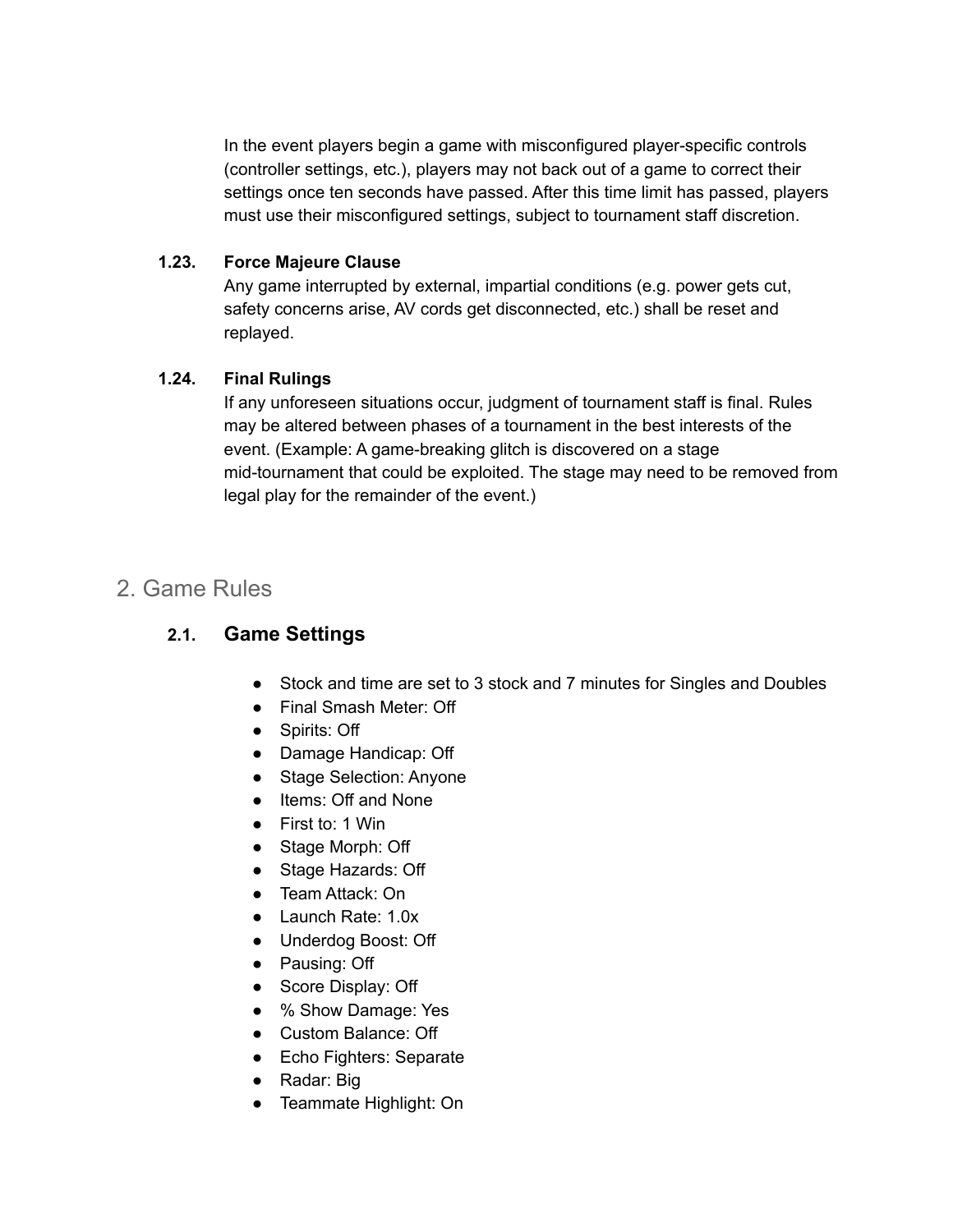In the event players begin a game with misconfigured player-specific controls (controller settings, etc.), players may not back out of a game to correct their settings once ten seconds have passed. After this time limit has passed, players must use their misconfigured settings, subject to tournament staff discretion.

**1.23. Force Majeure Clause**

Any game interrupted by external, impartial conditions (e.g. power gets cut, safety concerns arise, AV cords get disconnected, etc.) shall be reset and replayed.

**1.24. Final Rulings**

If any unforeseen situations occur, judgment of tournament staff is final. Rules may be altered between phases of a tournament in the best interests of the event. (Example: A game-breaking glitch is discovered on a stage mid-tournament that could be exploited. The stage may need to be removed from legal play for the remainder of the event.)

# 2. Game Rules

## 2.1. Game Settings

- Stock and time are set to 3 stock and 7 minutes for Singles and Doubles
- Final Smash Meter: Off
- Spirits: Off
- Damage Handicap: Off
- Stage Selection: Anyone
- Items: Off and None
- First to: 1 Win
- Stage Morph: Off
- Stage Hazards: Off
- Team Attack: On
- Launch Rate: 1.0x
- Underdog Boost: Off
- Pausing: Off
- Score Display: Off
- % Show Damage: Yes
- Custom Balance: Off
- Echo Fighters: Separate
- Radar: Big
- Teammate Highlight: On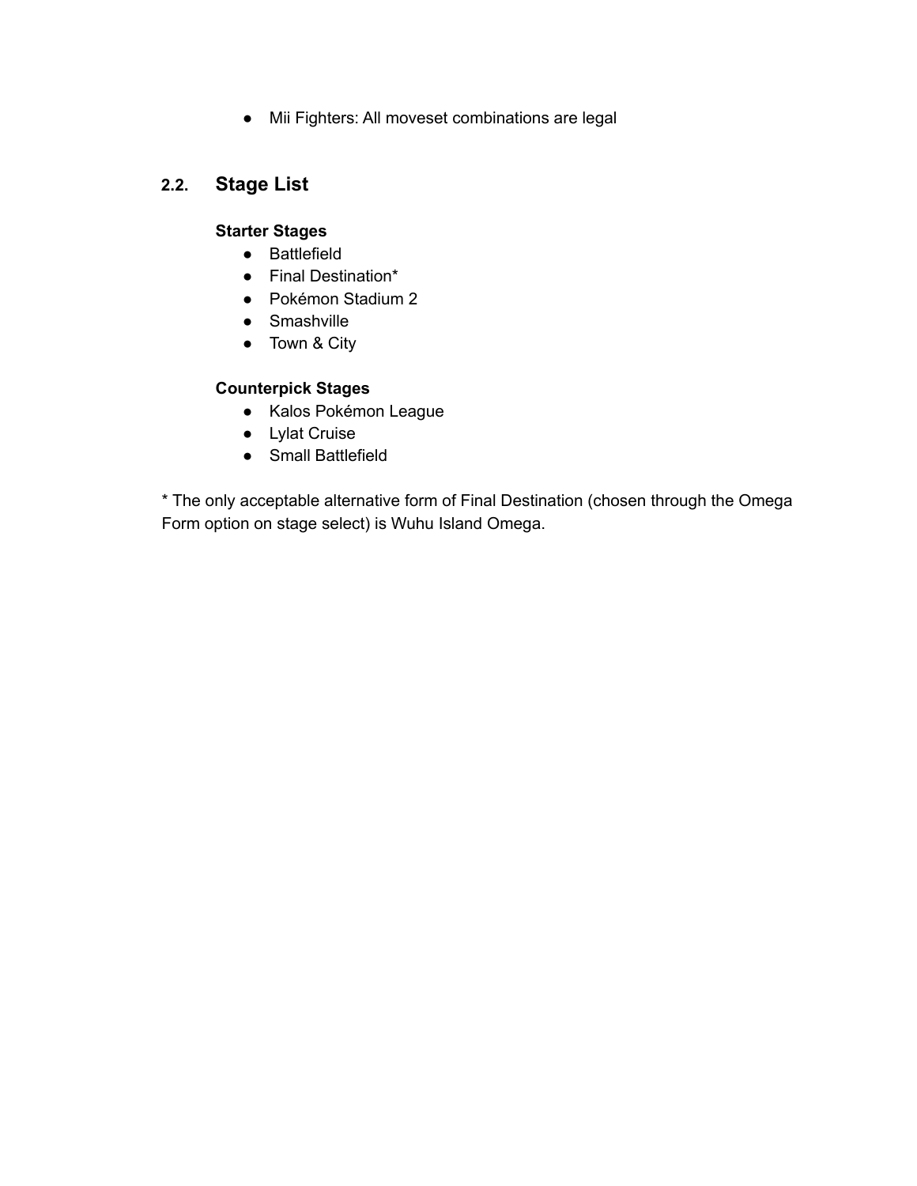- Mii Fighters: All moveset combinations are legal

## 2.2. Stage List

**Starter Stages**

- Battlefield
- Final Destination*
- Pokémon Stadium 2
- Smashville
- Town & City

**Counterpick Stages**

- Kalos Pokémon League
- Lylat Cruise
- Small Battlefield

* The only acceptable alternative form of Final Destination (chosen through the Omega Form option on stage select) is Wuhu Island Omega.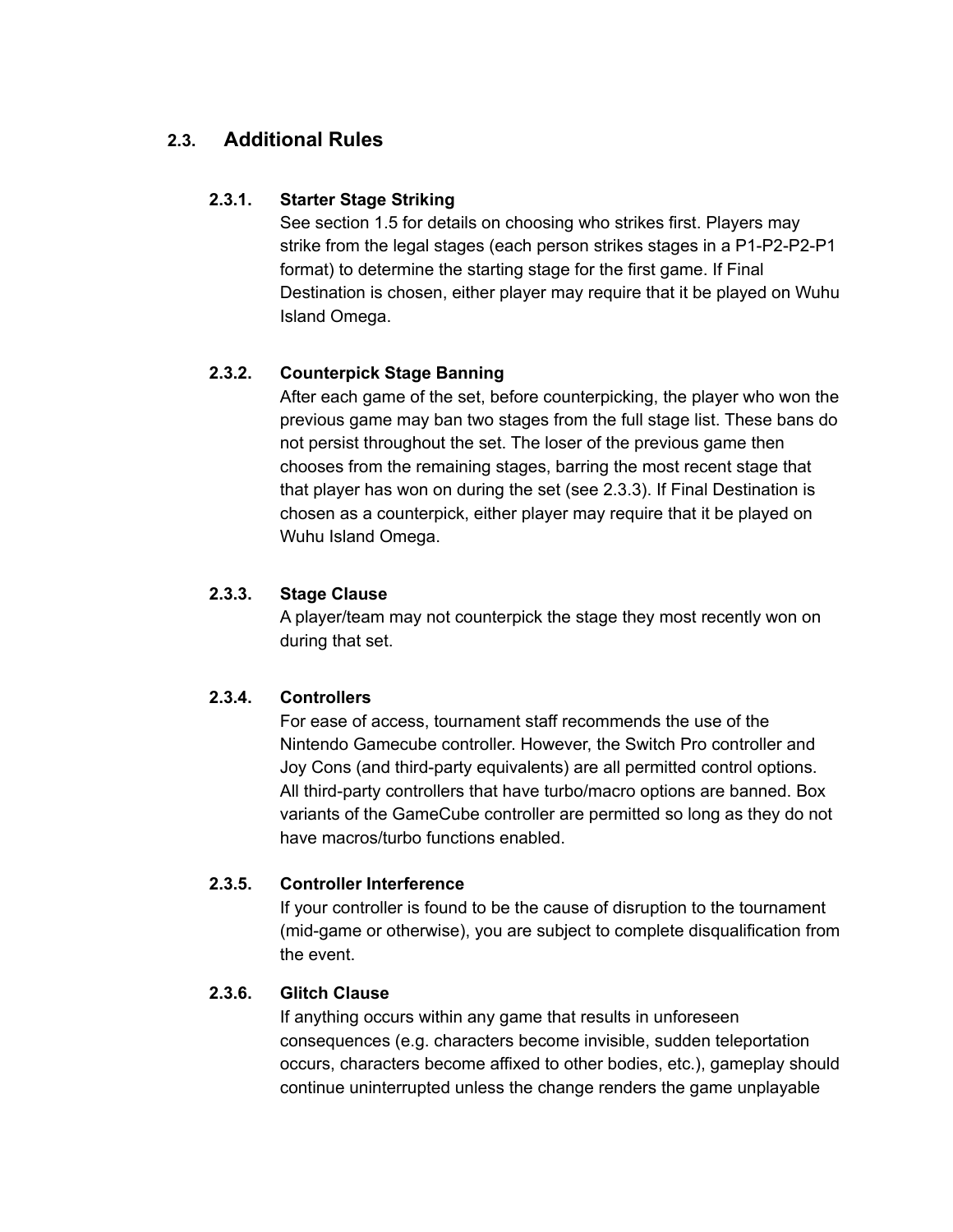## 2.3. Additional Rules

### 2.3.1. Starter Stage Striking

See section 1.5 for details on choosing who strikes first. Players may strike from the legal stages (each person strikes stages in a P1-P2-P2-P1 format) to determine the starting stage for the first game. If Final Destination is chosen, either player may require that it be played on Wuhu Island Omega.

### 2.3.2. Counterpick Stage Banning

After each game of the set, before counterpicking, the player who won the previous game may ban two stages from the full stage list. These bans do not persist throughout the set. The loser of the previous game then chooses from the remaining stages, barring the most recent stage that that player has won on during the set (see 2.3.3). If Final Destination is chosen as a counterpick, either player may require that it be played on Wuhu Island Omega.

### 2.3.3. Stage Clause

A player/team may not counterpick the stage they most recently won on during that set.

### 2.3.4. Controllers

For ease of access, tournament staff recommends the use of the Nintendo Gamecube controller. However, the Switch Pro controller and Joy Cons (and third-party equivalents) are all permitted control options. All third-party controllers that have turbo/macro options are banned. Box variants of the GameCube controller are permitted so long as they do not have macros/turbo functions enabled.

### 2.3.5. Controller Interference

If your controller is found to be the cause of disruption to the tournament (mid-game or otherwise), you are subject to complete disqualification from the event.

### 2.3.6. Glitch Clause

If anything occurs within any game that results in unforeseen consequences (e.g. characters become invisible, sudden teleportation occurs, characters become affixed to other bodies, etc.), gameplay should continue uninterrupted unless the change renders the game unplayable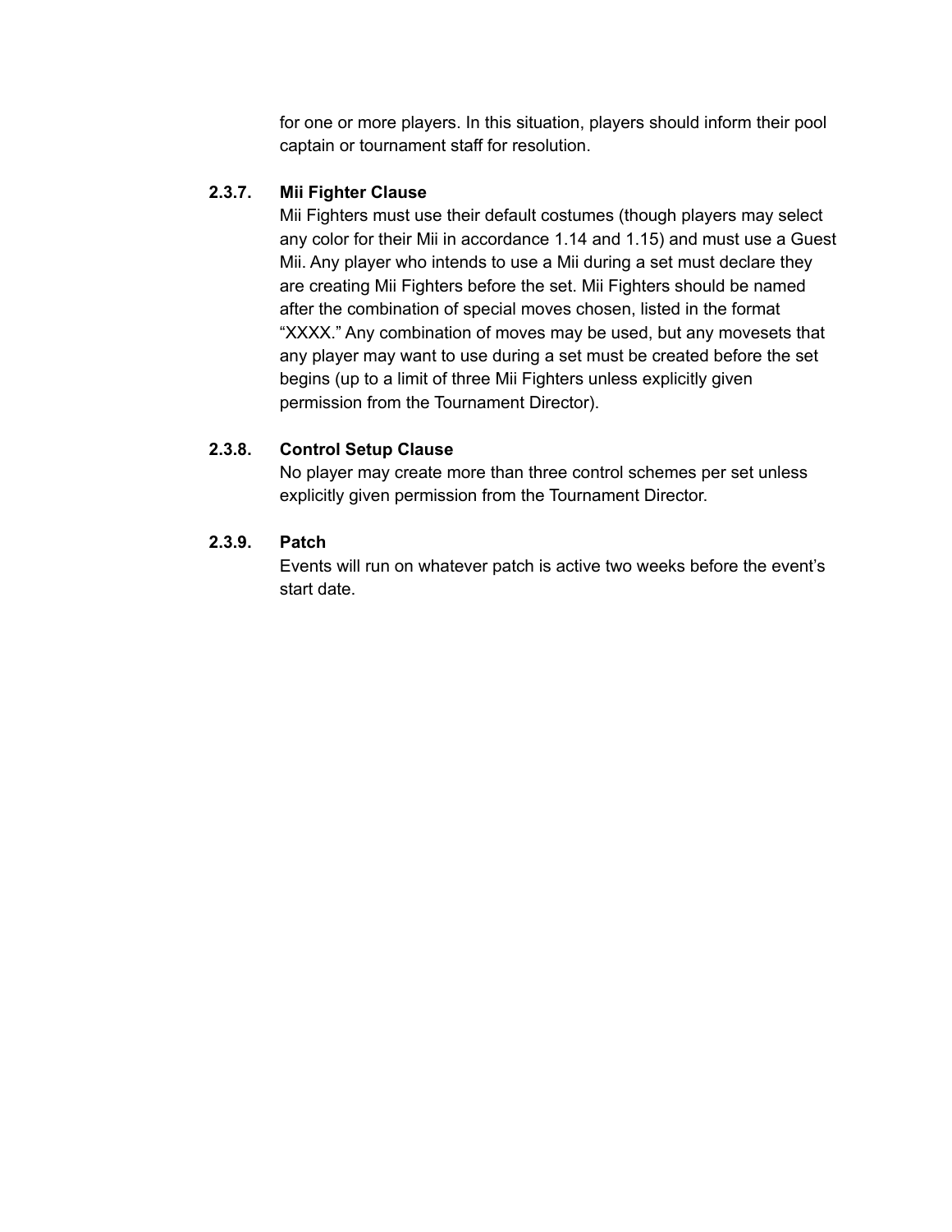for one or more players. In this situation, players should inform their pool captain or tournament staff for resolution.

#### 2.3.7. Mii Fighter Clause

Mii Fighters must use their default costumes (though players may select any color for their Mii in accordance 1.14 and 1.15) and must use a Guest Mii. Any player who intends to use a Mii during a set must declare they are creating Mii Fighters before the set. Mii Fighters should be named after the combination of special moves chosen, listed in the format “XXXX.” Any combination of moves may be used, but any movesets that any player may want to use during a set must be created before the set begins (up to a limit of three Mii Fighters unless explicitly given permission from the Tournament Director).

#### 2.3.8. Control Setup Clause

No player may create more than three control schemes per set unless explicitly given permission from the Tournament Director.

#### 2.3.9. Patch

Events will run on whatever patch is active two weeks before the event’s start date.